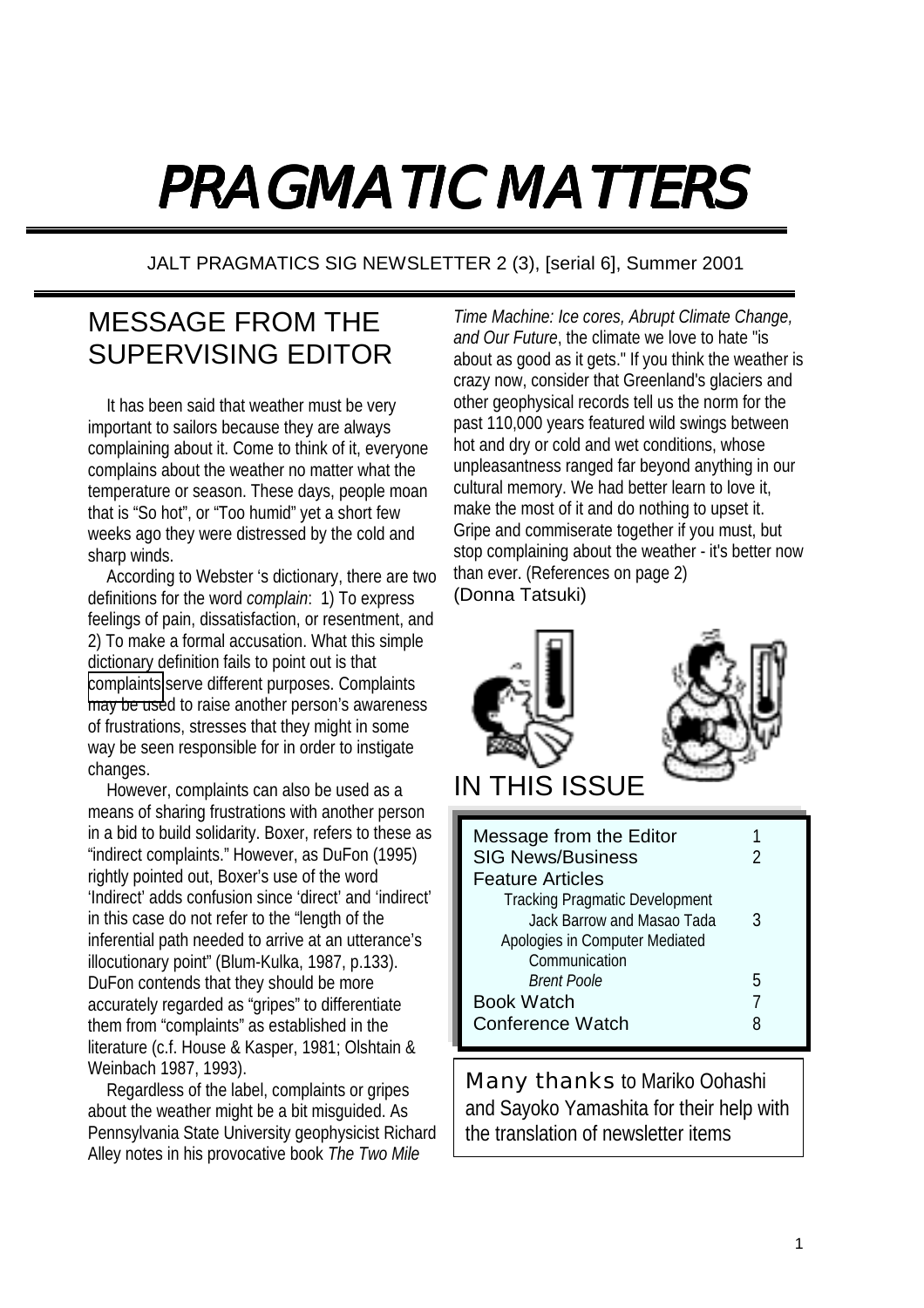# PRAGMATIC MATTERS

JALT PRAGMATICS SIG NEWSLETTER 2 (3), [serial 6], Summer 2001

## MESSAGE FROM THE SUPERVISING EDITOR

It has been said that weather must be very important to sailors because they are always complaining about it. Come to think of it, everyone complains about the weather no matter what the temperature or season. These days, people moan that is "So hot", or "Too humid" yet a short few weeks ago they were distressed by the cold and sharp winds.

According to Webster 's dictionary, there are two definitions for the word *complain*: 1) To express feelings of pain, dissatisfaction, or resentment, and 2) To make a formal accusation. What this simple dictionary definition fails to point out is that complaints serve different purposes. Complaints may be used to raise another person's awareness of frustrations, stresses that they might in some way be seen responsible for in order to instigate changes.

However, complaints can also be used as a means of sharing frustrations with another person in a bid to build solidarity. Boxer, refers to these as "indirect complaints." However, as DuFon (1995) rightly pointed out, Boxer's use of the word 'Indirect' adds confusion since 'direct' and 'indirect' in this case do not refer to the "length of the inferential path needed to arrive at an utterance's illocutionary point" (Blum-Kulka, 1987, p.133). DuFon contends that they should be more accurately regarded as "gripes" to differentiate them from "complaints" as established in the literature (c.f. House & Kasper, 1981; Olshtain & Weinbach 1987, 1993).

Regardless of the label, complaints or gripes about the weather might be a bit misguided. As Pennsylvania State University geophysicist Richard Alley notes in his provocative book *The Two Mile Time Machine: Ice cores, Abrupt Climate Change, and Our Future*, the climate we love to hate "is about as good as it gets." If you think the weather is crazy now, consider that Greenland's glaciers and other geophysical records tell us the norm for the past 110,000 years featured wild swings between hot and dry or cold and wet conditions, whose unpleasantness ranged far beyond anything in our cultural memory. We had better learn to love it, make the most of it and do nothing to upset it. Gripe and commiserate together if you must, but stop complaining about the weather - it's better now than ever. (References on page 2)

(Donna Tatsuki)

## IN THIS ISSUE

| | |
|---|---|
| Message from the Editor | 1 |
| SIG News/Business | 2 |
| Feature Articles | |
| Tracking Pragmatic Development<br>Jack Barrow and Masao Tada | 3 |
| Apologies in Computer Mediated Communication<br>*Brent Poole* | 5 |
| Book Watch | 7 |
| Conference Watch | 8 |

**Many thanks** to Mariko Oohashi and Sayoko Yamashita for their help with the translation of newsletter items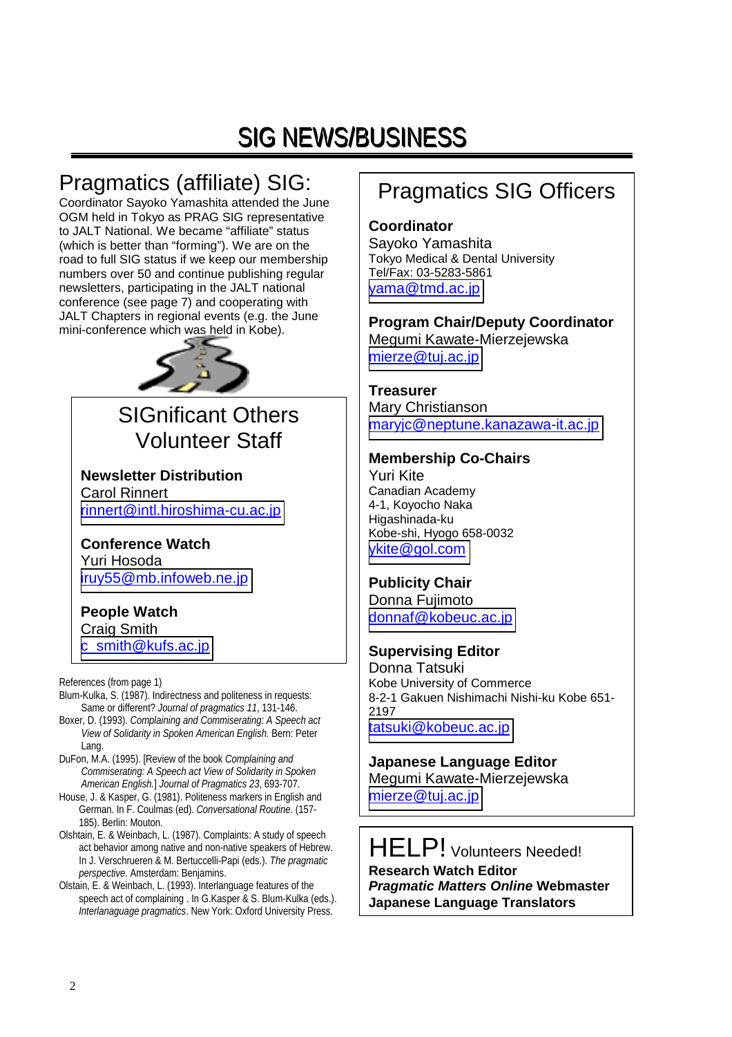# SIG NEWS/BUSINESS

## Pragmatics (affiliate) SIG:

Coordinator Sayoko Yamashita attended the June OGM held in Tokyo as PRAG SIG representative to JALT National. We became "affiliate" status (which is better than "forming"). We are on the road to full SIG status if we keep our membership numbers over 50 and continue publishing regular newsletters, participating in the JALT national conference (see page 7) and cooperating with JALT Chapters in regional events (e.g. the June mini-conference which was held in Kobe).

## SIGnificant Others Volunteer Staff

**Newsletter Distribution**
Carol Rinnert
rinnert@intl.hiroshima-cu.ac.jp

**Conference Watch**
Yuri Hosoda
iruy55@mb.infoweb.ne.jp

**People Watch**
Craig Smith
c_smith@kufs.ac.jp

References (from page 1)

Blum-Kulka, S. (1987). Indirectness and politeness in requests: Same or different? *Journal of pragmatics 11*, 131-146.

Boxer, D. (1993). *Complaining and Commiserating: A Speech act View of Solidarity in Spoken American English.* Bern: Peter Lang.

DuFon, M.A. (1995). [Review of the book *Complaining and Commiserating: A Speech act View of Solidarity in Spoken American English.*] *Journal of Pragmatics 23*, 693-707.

House, J. & Kasper, G. (1981). Politeness markers in English and German. In F. Coulmas (ed). *Conversational Routine*. (157-185). Berlin: Mouton.

Olshtain, E. & Weinbach, L. (1987). Complaints: A study of speech act behavior among native and non-native speakers of Hebrew. In J. Verschrueren & M. Bertuccelli-Papi (eds.). *The pragmatic perspective*. Amsterdam: Benjamins.

Olstain, E. & Weinbach, L. (1993). Interlanguage features of the speech act of complaining . In G.Kasper & S. Blum-Kulka (eds.). *Interlanaguage pragmatics*. New York: Oxford University Press.

## Pragmatics SIG Officers

**Coordinator**
Sayoko Yamashita
Tokyo Medical & Dental University
Tel/Fax: 03-5283-5861
yama@tmd.ac.jp

**Program Chair/Deputy Coordinator**
Megumi Kawate-Mierzejewska
mierze@tuj.ac.jp

**Treasurer**
Mary Christianson
maryjc@neptune.kanazawa-it.ac.jp

**Membership Co-Chairs**
Yuri Kite
Canadian Academy
4-1, Koyocho Naka
Higashinada-ku
Kobe-shi, Hyogo 658-0032
ykite@gol.com

**Publicity Chair**
Donna Fujimoto
donnaf@kobeuc.ac.jp

**Supervising Editor**
Donna Tatsuki
Kobe University of Commerce
8-2-1 Gakuen Nishimachi Nishi-ku Kobe 651-2197
tatsuki@kobeuc.ac.jp

**Japanese Language Editor**
Megumi Kawate-Mierzejewska
mierze@tuj.ac.jp

## HELP! Volunteers Needed!

**Research Watch Editor**
***Pragmatic Matters Online* Webmaster**
**Japanese Language Translators**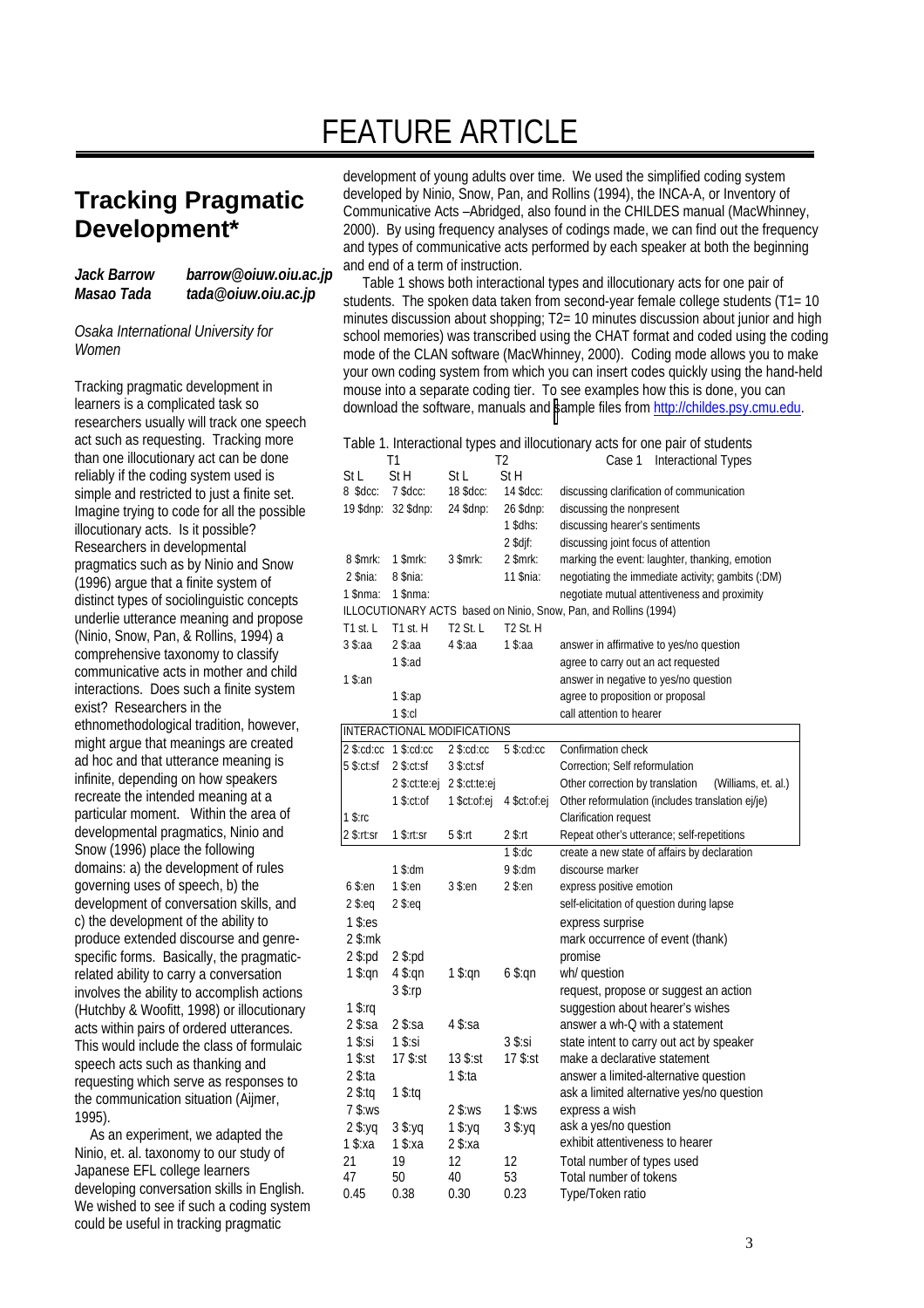# FEATURE ARTICLE

## Tracking Pragmatic Development*

***Jack Barrow*** ***barrow@oiuw.oiu.ac.jp***
***Masao Tada*** ***tada@oiuw.oiu.ac.jp***

*Osaka International University for Women*

Tracking pragmatic development in learners is a complicated task so researchers usually will track one speech act such as requesting. Tracking more than one illocutionary act can be done reliably if the coding system used is simple and restricted to just a finite set. Imagine trying to code for all the possible illocutionary acts. Is it possible? Researchers in developmental pragmatics such as by Ninio and Snow (1996) argue that a finite system of distinct types of sociolinguistic concepts underlie utterance meaning and propose (Ninio, Snow, Pan, & Rollins, 1994) a comprehensive taxonomy to classify communicative acts in mother and child interactions. Does such a finite system exist? Researchers in the ethnomethodological tradition, however, might argue that meanings are created ad hoc and that utterance meaning is infinite, depending on how speakers recreate the intended meaning at a particular moment. Within the area of developmental pragmatics, Ninio and Snow (1996) place the following domains: a) the development of rules governing uses of speech, b) the development of conversation skills, and c) the development of the ability to produce extended discourse and genre-specific forms. Basically, the pragmatic-related ability to carry a conversation involves the ability to accomplish actions (Hutchby & Woofitt, 1998) or illocutionary acts within pairs of ordered utterances. This would include the class of formulaic speech acts such as thanking and requesting which serve as responses to the communication situation (Aijmer, 1995).

As an experiment, we adapted the Ninio, et. al. taxonomy to our study of Japanese EFL college learners developing conversation skills in English. We wished to see if such a coding system could be useful in tracking pragmatic development of young adults over time. We used the simplified coding system developed by Ninio, Snow, Pan, and Rollins (1994), the INCA-A, or Inventory of Communicative Acts –Abridged, also found in the CHILDES manual (MacWhinney, 2000). By using frequency analyses of codings made, we can find out the frequency and types of communicative acts performed by each speaker at both the beginning and end of a term of instruction.

Table 1 shows both interactional types and illocutionary acts for one pair of students. The spoken data taken from second-year female college students (T1= 10 minutes discussion about shopping; T2= 10 minutes discussion about junior and high school memories) was transcribed using the CHAT format and coded using the coding mode of the CLAN software (MacWhinney, 2000). Coding mode allows you to make your own coding system from which you can insert codes quickly using the hand-held mouse into a separate coding tier. To see examples how this is done, you can download the software, manuals and sample files from http://childes.psy.cmu.edu.

Table 1. Interactional types and illocutionary acts for one pair of students

| T1 | | T2 | | Case 1 Interactional Types |
|---|---|---|---|---|
| St L | St H | St L | St H | |
| 8 $dcc: | 7 $dcc: | 18 $dcc: | 14 $dcc: | discussing clarification of communication |
| 19 $dnp: | 32 $dnp: | 24 $dnp: | 26 $dnp: | discussing the nonpresent |
| | | | 1 $dhs: | discussing hearer's sentiments |
| | | | 2 $djf: | discussing joint focus of attention |
| 8 $mrk: | 1 $mrk: | 3 $mrk: | 2 $mrk: | marking the event: laughter, thanking, emotion |
| 2 $nia: | 8 $nia: | | 11 $nia: | negotiating the immediate activity; gambits (:DM) |
| 1 $nma: | 1 $nma: | | | negotiate mutual attentiveness and proximity |
| ILLOCUTIONARY ACTS based on Ninio, Snow, Pan, and Rollins (1994) | | | | |
| T1 st. L | T1 st. H | T2 St. L | T2 St. H | |
| 3 $:aa | 2 $:aa | 4 $:aa | 1 $:aa | answer in affirmative to yes/no question |
| | 1 $:ad | | | agree to carry out an act requested |
| 1 $:an | | | | answer in negative to yes/no question |
| | 1 $:ap | | | agree to proposition or proposal |
| | 1 $:cl | | | call attention to hearer |
| INTERACTIONAL MODIFICATIONS | | | | |
| 2 $:cd:cc | 1 $:cd:cc | 2 $:cd:cc | 5 $:cd:cc | Confirmation check |
| 5 $:ct:sf | 2 $:ct:sf | 3 $:ct:sf | | Correction; Self reformulation |
| | 2 $:ct:te:ej | 2 $:ct:te:ej | | Other correction by translation (Williams, et. al.) |
| | 1 $:ct:of | 1 $ct:of:ej | 4 $ct:of:ej | Other reformulation (includes translation ej/je) |
| 1 $:rc | | | | Clarification request |
| 2 $:rt:sr | 1 $:rt:sr | 5 $:rt | 2 $:rt | Repeat other's utterance; self-repetitions |
| | | | 1 $:dc | create a new state of affairs by declaration |
| | 1 $:dm | | 9 $:dm | discourse marker |
| 6 $:en | 1 $:en | 3 $:en | 2 $:en | express positive emotion |
| 2 $:eq | 2 $:eq | | | self-elicitation of question during lapse |
| 1 $:es | | | | express surprise |
| 2 $:mk | | | | mark occurrence of event (thank) |
| 2 $:pd | 2 $:pd | | | promise |
| 1 $:qn | 4 $:qn | 1 $:qn | 6 $:qn | wh/ question |
| | 3 $:rp | | | request, propose or suggest an action |
| 1 $:rq | | | | suggestion about hearer's wishes |
| 2 $:sa | 2 $:sa | 4 $:sa | | answer a wh-Q with a statement |
| 1 $:si | 1 $:si | | 3 $:si | state intent to carry out act by speaker |
| 1 $:st | 17 $:st | 13 $:st | 17 $:st | make a declarative statement |
| 2 $:ta | | 1 $:ta | | answer a limited-alternative question |
| 2 $:tq | 1 $:tq | | | ask a limited alternative yes/no question |
| 7 $:ws | | 2 $:ws | 1 $:ws | express a wish |
| 2 $:yq | 3 $:yq | 1 $:yq | 3 $:yq | ask a yes/no question |
| 1 $:xa | 1 $:xa | 2 $:xa | | exhibit attentiveness to hearer |
| 21 | 19 | 12 | 12 | Total number of types used |
| 47 | 50 | 40 | 53 | Total number of tokens |
| 0.45 | 0.38 | 0.30 | 0.23 | Type/Token ratio |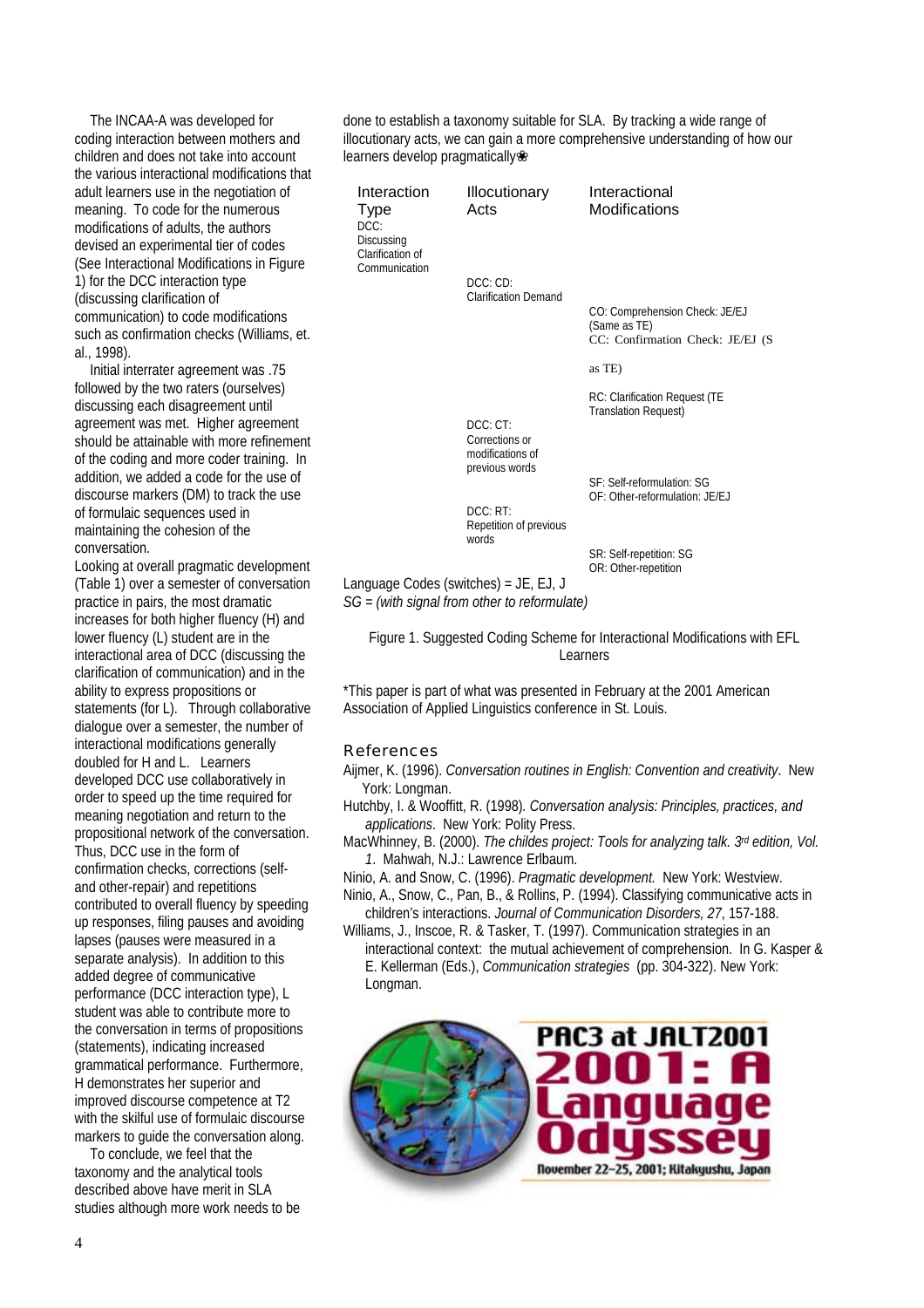The INCAA-A was developed for coding interaction between mothers and children and does not take into account the various interactional modifications that adult learners use in the negotiation of meaning. To code for the numerous modifications of adults, the authors devised an experimental tier of codes (See Interactional Modifications in Figure 1) for the DCC interaction type (discussing clarification of communication) to code modifications such as confirmation checks (Williams, et. al., 1998).

Initial interrater agreement was .75 followed by the two raters (ourselves) discussing each disagreement until agreement was met. Higher agreement should be attainable with more refinement of the coding and more coder training. In addition, we added a code for the use of discourse markers (DM) to track the use of formulaic sequences used in maintaining the cohesion of the conversation.

Looking at overall pragmatic development (Table 1) over a semester of conversation practice in pairs, the most dramatic increases for both higher fluency (H) and lower fluency (L) student are in the interactional area of DCC (discussing the clarification of communication) and in the ability to express propositions or statements (for L). Through collaborative dialogue over a semester, the number of interactional modifications generally doubled for H and L. Learners developed DCC use collaboratively in order to speed up the time required for meaning negotiation and return to the propositional network of the conversation. Thus, DCC use in the form of confirmation checks, corrections (self- and other-repair) and repetitions contributed to overall fluency by speeding up responses, filing pauses and avoiding lapses (pauses were measured in a separate analysis). In addition to this added degree of communicative performance (DCC interaction type), L student was able to contribute more to the conversation in terms of propositions (statements), indicating increased grammatical performance. Furthermore, H demonstrates her superior and improved discourse competence at T2 with the skilful use of formulaic discourse markers to guide the conversation along.

To conclude, we feel that the taxonomy and the analytical tools described above have merit in SLA studies although more work needs to be done to establish a taxonomy suitable for SLA. By tracking a wide range of illocutionary acts, we can gain a more comprehensive understanding of how our learners develop pragmatically❀

| Interaction Type | Illocutionary Acts | Interactional Modifications |
|---|---|---|
| DCC: Discussing Clarification of Communication | | |
| | DCC: CD: Clarification Demand | |
| | | CO: Comprehension Check: JE/EJ (Same as TE) |
| | | CC: Confirmation Check: JE/EJ (S as TE) |
| | | RC: Clarification Request (TE Translation Request) |
| | DCC: CT: Corrections or modifications of previous words | |
| | | SF: Self-reformulation: SG |
| | | OF: Other-reformulation: JE/EJ |
| | DCC: RT: Repetition of previous words | |
| | | SR: Self-repetition: SG |
| | | OR: Other-repetition |

Language Codes (switches) = JE, EJ, J
*SG = (with signal from other to reformulate)*

Figure 1. Suggested Coding Scheme for Interactional Modifications with EFL Learners

*This paper is part of what was presented in February at the 2001 American Association of Applied Linguistics conference in St. Louis.

## References

Aijmer, K. (1996). *Conversation routines in English: Convention and creativity*. New York: Longman.

Hutchby, I. & Wooffitt, R. (1998). *Conversation analysis: Principles, practices, and applications*. New York: Polity Press.

MacWhinney, B. (2000). *The childes project: Tools for analyzing talk. 3rd edition, Vol. 1*. Mahwah, N.J.: Lawrence Erlbaum.

Ninio, A. and Snow, C. (1996). *Pragmatic development.* New York: Westview.

Ninio, A., Snow, C., Pan, B., & Rollins, P. (1994). Classifying communicative acts in children's interactions. *Journal of Communication Disorders, 27*, 157-188.

Williams, J., Inscoe, R. & Tasker, T. (1997). Communication strategies in an interactional context: the mutual achievement of comprehension. In G. Kasper & E. Kellerman (Eds.), *Communication strategies* (pp. 304-322). New York: Longman.

PAC3 at JALT2001
2001: A Language Odyssey
November 22–25, 2001; Kitakyushu, Japan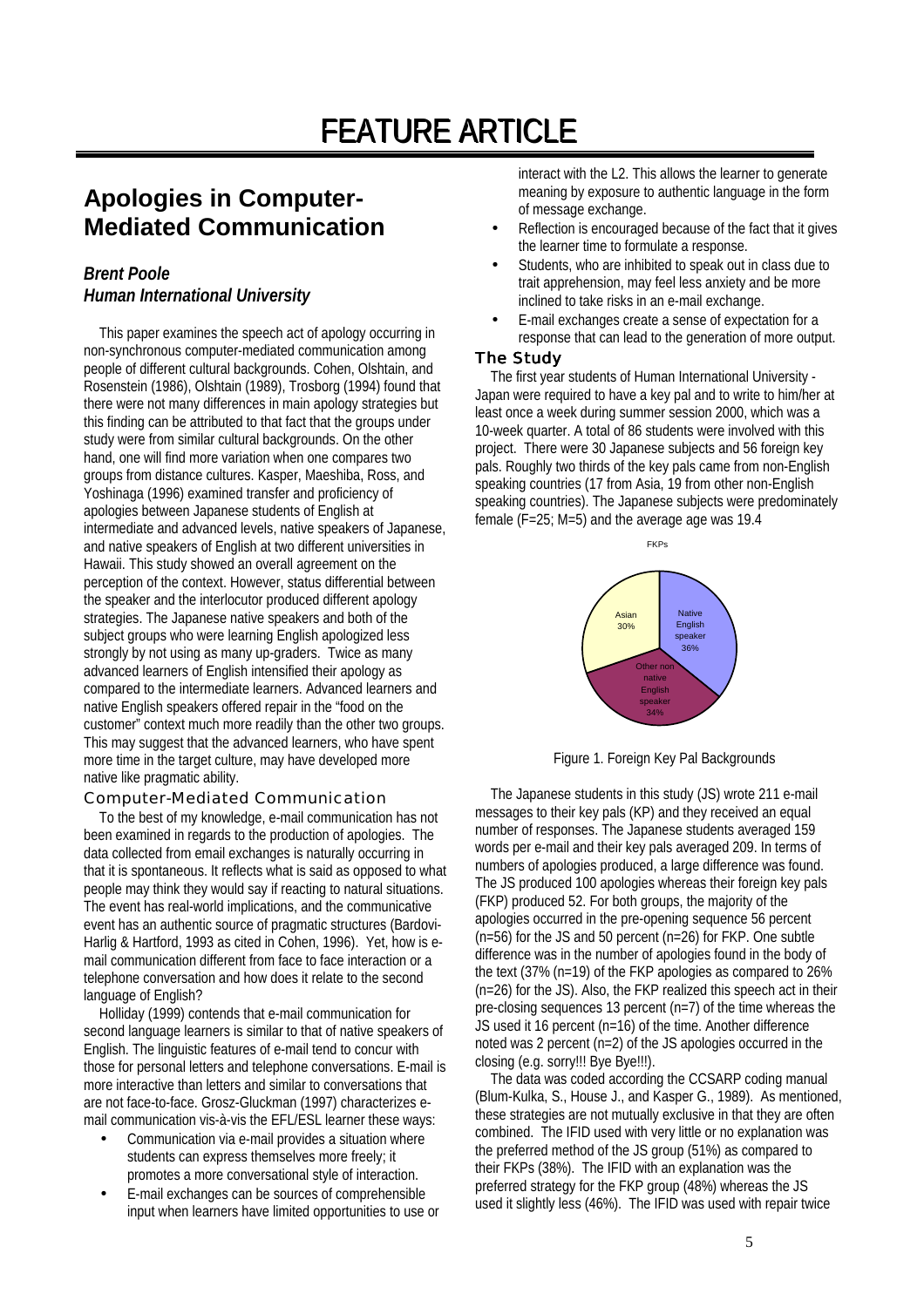# FEATURE ARTICLE

## Apologies in Computer-Mediated Communication

***Brent Poole***
***Human International University***

This paper examines the speech act of apology occurring in non-synchronous computer-mediated communication among people of different cultural backgrounds. Cohen, Olshtain, and Rosenstein (1986), Olshtain (1989), Trosborg (1994) found that there were not many differences in main apology strategies but this finding can be attributed to that fact that the groups under study were from similar cultural backgrounds. On the other hand, one will find more variation when one compares two groups from distance cultures. Kasper, Maeshiba, Ross, and Yoshinaga (1996) examined transfer and proficiency of apologies between Japanese students of English at intermediate and advanced levels, native speakers of Japanese, and native speakers of English at two different universities in Hawaii. This study showed an overall agreement on the perception of the context. However, status differential between the speaker and the interlocutor produced different apology strategies. The Japanese native speakers and both of the subject groups who were learning English apologized less strongly by not using as many up-graders. Twice as many advanced learners of English intensified their apology as compared to the intermediate learners. Advanced learners and native English speakers offered repair in the "food on the customer" context much more readily than the other two groups. This may suggest that the advanced learners, who have spent more time in the target culture, may have developed more native like pragmatic ability.

### Computer-Mediated Communication

To the best of my knowledge, e-mail communication has not been examined in regards to the production of apologies. The data collected from email exchanges is naturally occurring in that it is spontaneous. It reflects what is said as opposed to what people may think they would say if reacting to natural situations. The event has real-world implications, and the communicative event has an authentic source of pragmatic structures (Bardovi-Harlig & Hartford, 1993 as cited in Cohen, 1996). Yet, how is e-mail communication different from face to face interaction or a telephone conversation and how does it relate to the second language of English?

Holliday (1999) contends that e-mail communication for second language learners is similar to that of native speakers of English. The linguistic features of e-mail tend to concur with those for personal letters and telephone conversations. E-mail is more interactive than letters and similar to conversations that are not face-to-face. Grosz-Gluckman (1997) characterizes e-mail communication vis-à-vis the EFL/ESL learner these ways:

- Communication via e-mail provides a situation where students can express themselves more freely; it promotes a more conversational style of interaction.
- E-mail exchanges can be sources of comprehensible input when learners have limited opportunities to use or interact with the L2. This allows the learner to generate meaning by exposure to authentic language in the form of message exchange.
- Reflection is encouraged because of the fact that it gives the learner time to formulate a response.
- Students, who are inhibited to speak out in class due to trait apprehension, may feel less anxiety and be more inclined to take risks in an e-mail exchange.
- E-mail exchanges create a sense of expectation for a response that can lead to the generation of more output.

### The Study

The first year students of Human International University - Japan were required to have a key pal and to write to him/her at least once a week during summer session 2000, which was a 10-week quarter. A total of 86 students were involved with this project. There were 30 Japanese subjects and 56 foreign key pals. Roughly two thirds of the key pals came from non-English speaking countries (17 from Asia, 19 from other non-English speaking countries). The Japanese subjects were predominately female (F=25; M=5) and the average age was 19.4

FKPs: Native English speaker 36%; Other non native English speaker 34%; Asian 30%

Figure 1. Foreign Key Pal Backgrounds

The Japanese students in this study (JS) wrote 211 e-mail messages to their key pals (KP) and they received an equal number of responses. The Japanese students averaged 159 words per e-mail and their key pals averaged 209. In terms of numbers of apologies produced, a large difference was found. The JS produced 100 apologies whereas their foreign key pals (FKP) produced 52. For both groups, the majority of the apologies occurred in the pre-opening sequence 56 percent (n=56) for the JS and 50 percent (n=26) for FKP. One subtle difference was in the number of apologies found in the body of the text (37% (n=19) of the FKP apologies as compared to 26% (n=26) for the JS). Also, the FKP realized this speech act in their pre-closing sequences 13 percent (n=7) of the time whereas the JS used it 16 percent (n=16) of the time. Another difference noted was 2 percent (n=2) of the JS apologies occurred in the closing (e.g. sorry!!! Bye Bye!!!).

The data was coded according the CCSARP coding manual (Blum-Kulka, S., House J., and Kasper G., 1989). As mentioned, these strategies are not mutually exclusive in that they are often combined. The IFID used with very little or no explanation was the preferred method of the JS group (51%) as compared to their FKPs (38%). The IFID with an explanation was the preferred strategy for the FKP group (48%) whereas the JS used it slightly less (46%). The IFID was used with repair twice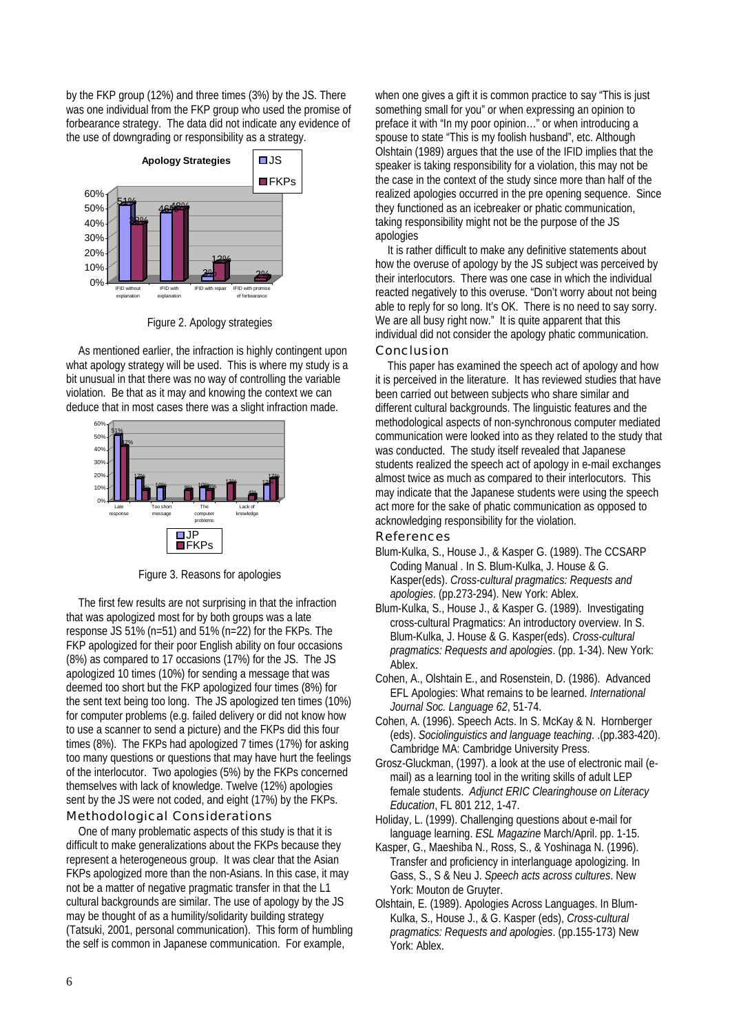by the FKP group (12%) and three times (3%) by the JS. There was one individual from the FKP group who used the promise of forbearance strategy. The data did not indicate any evidence of the use of downgrading or responsibility as a strategy.

Figure 2. Apology strategies

As mentioned earlier, the infraction is highly contingent upon what apology strategy will be used. This is where my study is a bit unusual in that there was no way of controlling the variable violation. Be that as it may and knowing the context we can deduce that in most cases there was a slight infraction made.

Figure 3. Reasons for apologies

The first few results are not surprising in that the infraction that was apologized most for by both groups was a late response JS 51% (n=51) and 51% (n=22) for the FKPs. The FKP apologized for their poor English ability on four occasions (8%) as compared to 17 occasions (17%) for the JS. The JS apologized 10 times (10%) for sending a message that was deemed too short but the FKP apologized four times (8%) for the sent text being too long. The JS apologized ten times (10%) for computer problems (e.g. failed delivery or did not know how to use a scanner to send a picture) and the FKPs did this four times (8%). The FKPs had apologized 7 times (17%) for asking too many questions or questions that may have hurt the feelings of the interlocutor. Two apologies (5%) by the FKPs concerned themselves with lack of knowledge. Twelve (12%) apologies sent by the JS were not coded, and eight (17%) by the FKPs.

## Methodological Considerations

One of many problematic aspects of this study is that it is difficult to make generalizations about the FKPs because they represent a heterogeneous group. It was clear that the Asian FKPs apologized more than the non-Asians. In this case, it may not be a matter of negative pragmatic transfer in that the L1 cultural backgrounds are similar. The use of apology by the JS may be thought of as a humility/solidarity building strategy (Tatsuki, 2001, personal communication). This form of humbling the self is common in Japanese communication. For example, when one gives a gift it is common practice to say "This is just something small for you" or when expressing an opinion to preface it with "In my poor opinion…" or when introducing a spouse to state "This is my foolish husband", etc. Although Olshtain (1989) argues that the use of the IFID implies that the speaker is taking responsibility for a violation, this may not be the case in the context of the study since more than half of the realized apologies occurred in the pre opening sequence. Since they functioned as an icebreaker or phatic communication, taking responsibility might not be the purpose of the JS apologies

It is rather difficult to make any definitive statements about how the overuse of apology by the JS subject was perceived by their interlocutors. There was one case in which the individual reacted negatively to this overuse. "Don't worry about not being able to reply for so long. It's OK. There is no need to say sorry. We are all busy right now." It is quite apparent that this individual did not consider the apology phatic communication.

## Conclusion

This paper has examined the speech act of apology and how it is perceived in the literature. It has reviewed studies that have been carried out between subjects who share similar and different cultural backgrounds. The linguistic features and the methodological aspects of non-synchronous computer mediated communication were looked into as they related to the study that was conducted. The study itself revealed that Japanese students realized the speech act of apology in e-mail exchanges almost twice as much as compared to their interlocutors. This may indicate that the Japanese students were using the speech act more for the sake of phatic communication as opposed to acknowledging responsibility for the violation.

## References

Blum-Kulka, S., House J., & Kasper G. (1989). The CCSARP Coding Manual . In S. Blum-Kulka, J. House & G. Kasper(eds). *Cross-cultural pragmatics: Requests and apologies*. (pp.273-294). New York: Ablex.

Blum-Kulka, S., House J., & Kasper G. (1989). Investigating cross-cultural Pragmatics: An introductory overview. In S. Blum-Kulka, J. House & G. Kasper(eds). *Cross-cultural pragmatics: Requests and apologies*. (pp. 1-34). New York: Ablex.

Cohen, A., Olshtain E., and Rosenstein, D. (1986). Advanced EFL Apologies: What remains to be learned. *International Journal Soc. Language 62*, 51-74.

Cohen, A. (1996). Speech Acts. In S. McKay & N. Hornberger (eds). *Sociolinguistics and language teaching*. .(pp.383-420). Cambridge MA: Cambridge University Press.

Grosz-Gluckman, (1997). a look at the use of electronic mail (e-mail) as a learning tool in the writing skills of adult LEP female students. *Adjunct ERIC Clearinghouse on Literacy Education*, FL 801 212, 1-47.

Holiday, L. (1999). Challenging questions about e-mail for language learning. *ESL Magazine* March/April. pp. 1-15.

Kasper, G., Maeshiba N., Ross, S., & Yoshinaga N. (1996). Transfer and proficiency in interlanguage apologizing. In Gass, S., S & Neu J. *Speech acts across cultures*. New York: Mouton de Gruyter.

Olshtain, E. (1989). Apologies Across Languages. In Blum-Kulka, S., House J., & G. Kasper (eds), *Cross-cultural pragmatics: Requests and apologies*. (pp.155-173) New York: Ablex.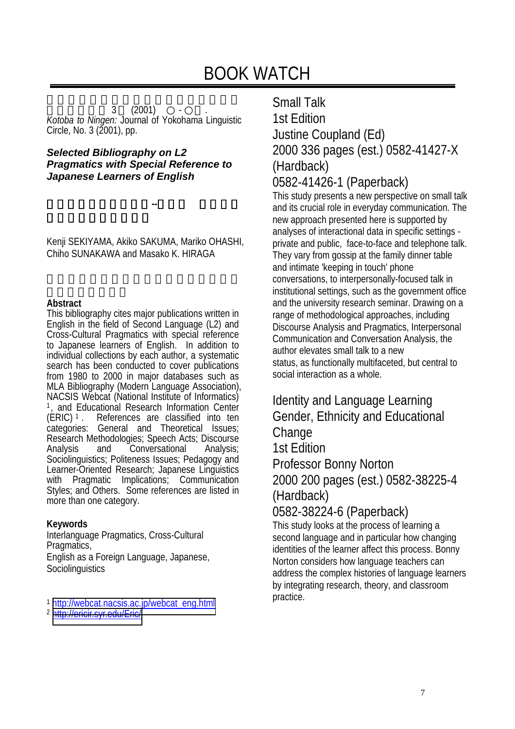# BOOK WATCH

3 (2001) ○-○ .

*Kotoba to Ningen:* Journal of Yokohama Linguistic Circle, No. 3 (2001), pp.

***Selected Bibliography on L2 Pragmatics with Special Reference to Japanese Learners of English***

--

Kenji SEKIYAMA, Akiko SAKUMA, Mariko OHASHI, Chiho SUNAKAWA and Masako K. HIRAGA

**Abstract**

This bibliography cites major publications written in English in the field of Second Language (L2) and Cross-Cultural Pragmatics with special reference to Japanese learners of English. In addition to individual collections by each author, a systematic search has been conducted to cover publications from 1980 to 2000 in major databases such as MLA Bibliography (Modern Language Association), NACSIS Webcat (National Institute of Informatics)[1], and Educational Research Information Center (ERIC)[1]. References are classified into ten categories: General and Theoretical Issues; Research Methodologies; Speech Acts; Discourse Analysis and Conversational Analysis; Sociolinguistics; Politeness Issues; Pedagogy and Learner-Oriented Research; Japanese Linguistics with Pragmatic Implications; Communication Styles; and Others. Some references are listed in more than one category.

**Keywords**

Interlanguage Pragmatics, Cross-Cultural Pragmatics,
English as a Foreign Language, Japanese, Sociolinguistics

[1] http://webcat.nacsis.ac.jp/webcat_eng.html
[2] http://ericir.syr.edu/Eric/

## Small Talk
## 1st Edition
## Justine Coupland (Ed)
## 2000 336 pages (est.) 0582-41427-X (Hardback)
## 0582-41426-1 (Paperback)

This study presents a new perspective on small talk and its crucial role in everyday communication. The new approach presented here is supported by analyses of interactional data in specific settings - private and public, face-to-face and telephone talk. They vary from gossip at the family dinner table and intimate 'keeping in touch' phone conversations, to interpersonally-focused talk in institutional settings, such as the government office and the university research seminar. Drawing on a range of methodological approaches, including Discourse Analysis and Pragmatics, Interpersonal Communication and Conversation Analysis, the author elevates small talk to a new status, as functionally multifaceted, but central to social interaction as a whole.

## Identity and Language Learning
## Gender, Ethnicity and Educational Change
## 1st Edition
## Professor Bonny Norton
## 2000 200 pages (est.) 0582-38225-4 (Hardback)
## 0582-38224-6 (Paperback)

This study looks at the process of learning a second language and in particular how changing identities of the learner affect this process. Bonny Norton considers how language teachers can address the complex histories of language learners by integrating research, theory, and classroom practice.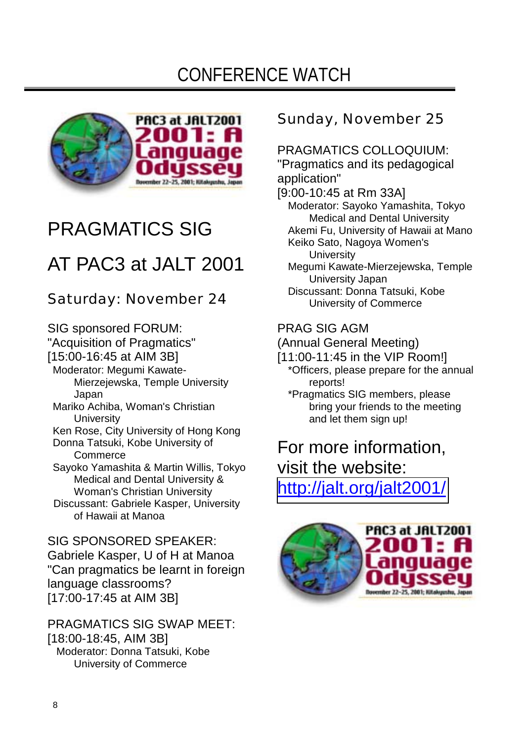# CONFERENCE WATCH

# PRAGMATICS SIG

# AT PAC3 at JALT 2001

## Saturday: November 24

SIG sponsored FORUM:
"Acquisition of Pragmatics"
[15:00-16:45 at AIM 3B]

Moderator: Megumi Kawate-Mierzejewska, Temple University Japan
Mariko Achiba, Woman's Christian University
Ken Rose, City University of Hong Kong
Donna Tatsuki, Kobe University of Commerce
Sayoko Yamashita & Martin Willis, Tokyo Medical and Dental University & Woman's Christian University
Discussant: Gabriele Kasper, University of Hawaii at Manoa

SIG SPONSORED SPEAKER:
Gabriele Kasper, U of H at Manoa
"Can pragmatics be learnt in foreign language classrooms?
[17:00-17:45 at AIM 3B]

PRAGMATICS SIG SWAP MEET:
[18:00-18:45, AIM 3B]

Moderator: Donna Tatsuki, Kobe University of Commerce

## Sunday, November 25

PRAGMATICS COLLOQUIUM:
"Pragmatics and its pedagogical application"
[9:00-10:45 at Rm 33A]

Moderator: Sayoko Yamashita, Tokyo Medical and Dental University
Akemi Fu, University of Hawaii at Mano
Keiko Sato, Nagoya Women's University
Megumi Kawate-Mierzejewska, Temple University Japan
Discussant: Donna Tatsuki, Kobe University of Commerce

PRAG SIG AGM
(Annual General Meeting)
[11:00-11:45 in the VIP Room!]

*Officers, please prepare for the annual reports!
*Pragmatics SIG members, please bring your friends to the meeting and let them sign up!

## For more information, visit the website: http://jalt.org/jalt2001/